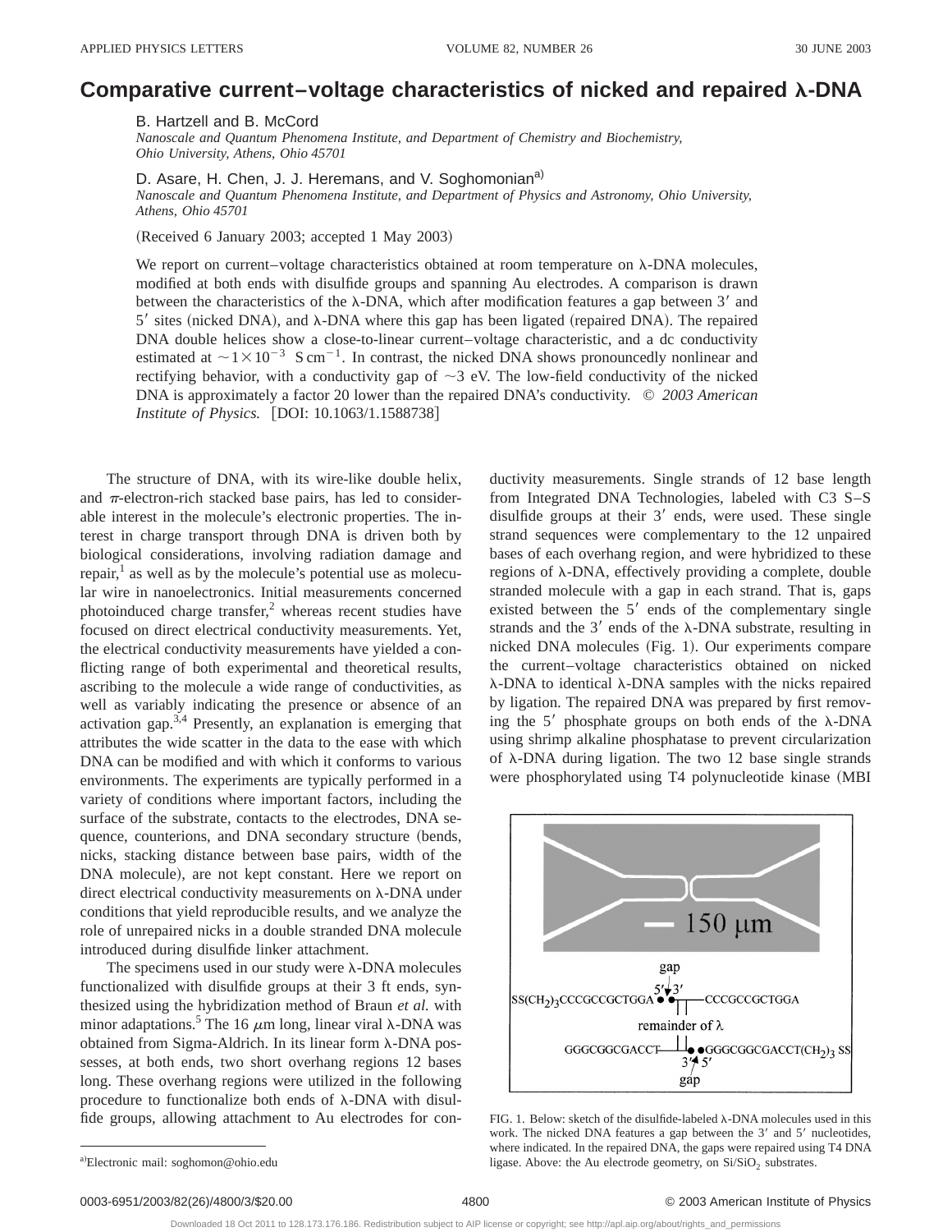# Comparative current–voltage characteristics of nicked and repaired λ-DNA

B. Hartzell and B. McCord
*Nanoscale and Quantum Phenomena Institute, and Department of Chemistry and Biochemistry, Ohio University, Athens, Ohio 45701*

D. Asare, H. Chen, J. J. Heremans, and V. Soghomonian[a)]
*Nanoscale and Quantum Phenomena Institute, and Department of Physics and Astronomy, Ohio University, Athens, Ohio 45701*

(Received 6 January 2003; accepted 1 May 2003)

We report on current–voltage characteristics obtained at room temperature on λ-DNA molecules, modified at both ends with disulfide groups and spanning Au electrodes. A comparison is drawn between the characteristics of the λ-DNA, which after modification features a gap between 3′ and 5′ sites (nicked DNA), and λ-DNA where this gap has been ligated (repaired DNA). The repaired DNA double helices show a close-to-linear current–voltage characteristic, and a dc conductivity estimated at $\sim 1\times 10^{-3}$ S cm$^{-1}$. In contrast, the nicked DNA shows pronouncedly nonlinear and rectifying behavior, with a conductivity gap of ~3 eV. The low-field conductivity of the nicked DNA is approximately a factor 20 lower than the repaired DNA's conductivity. © *2003 American Institute of Physics.* [DOI: 10.1063/1.1588738]

The structure of DNA, with its wire-like double helix, and $\pi$-electron-rich stacked base pairs, has led to considerable interest in the molecule's electronic properties. The interest in charge transport through DNA is driven both by biological considerations, involving radiation damage and repair,[1] as well as by the molecule's potential use as molecular wire in nanoelectronics. Initial measurements concerned photoinduced charge transfer,[2] whereas recent studies have focused on direct electrical conductivity measurements. Yet, the electrical conductivity measurements have yielded a conflicting range of both experimental and theoretical results, ascribing to the molecule a wide range of conductivities, as well as variably indicating the presence or absence of an activation gap.[3,4] Presently, an explanation is emerging that attributes the wide scatter in the data to the ease with which DNA can be modified and with which it conforms to various environments. The experiments are typically performed in a variety of conditions where important factors, including the surface of the substrate, contacts to the electrodes, DNA sequence, counterions, and DNA secondary structure (bends, nicks, stacking distance between base pairs, width of the DNA molecule), are not kept constant. Here we report on direct electrical conductivity measurements on λ-DNA under conditions that yield reproducible results, and we analyze the role of unrepaired nicks in a double stranded DNA molecule introduced during disulfide linker attachment.

The specimens used in our study were λ-DNA molecules functionalized with disulfide groups at their 3 ft ends, synthesized using the hybridization method of Braun *et al.* with minor adaptations.[5] The 16 $\mu$m long, linear viral λ-DNA was obtained from Sigma-Aldrich. In its linear form λ-DNA possesses, at both ends, two short overhang regions 12 bases long. These overhang regions were utilized in the following procedure to functionalize both ends of λ-DNA with disulfide groups, allowing attachment to Au electrodes for conductivity measurements. Single strands of 12 base length from Integrated DNA Technologies, labeled with C3 S–S disulfide groups at their 3′ ends, were used. These single strand sequences were complementary to the 12 unpaired bases of each overhang region, and were hybridized to these regions of λ-DNA, effectively providing a complete, double stranded molecule with a gap in each strand. That is, gaps existed between the 5′ ends of the complementary single strands and the 3′ ends of the λ-DNA substrate, resulting in nicked DNA molecules (Fig. 1). Our experiments compare the current–voltage characteristics obtained on nicked λ-DNA to identical λ-DNA samples with the nicks repaired by ligation. The repaired DNA was prepared by first removing the 5′ phosphate groups on both ends of the λ-DNA using shrimp alkaline phosphatase to prevent circularization of λ-DNA during ligation. The two 12 base single strands were phosphorylated using T4 polynucleotide kinase (MBI

FIG. 1. Below: sketch of the disulfide-labeled λ-DNA molecules used in this work. The nicked DNA features a gap between the 3′ and 5′ nucleotides, where indicated. In the repaired DNA, the gaps were repaired using T4 DNA ligase. Above: the Au electrode geometry, on $Si/SiO_2$ substrates.

[a)]Electronic mail: soghomon@ohio.edu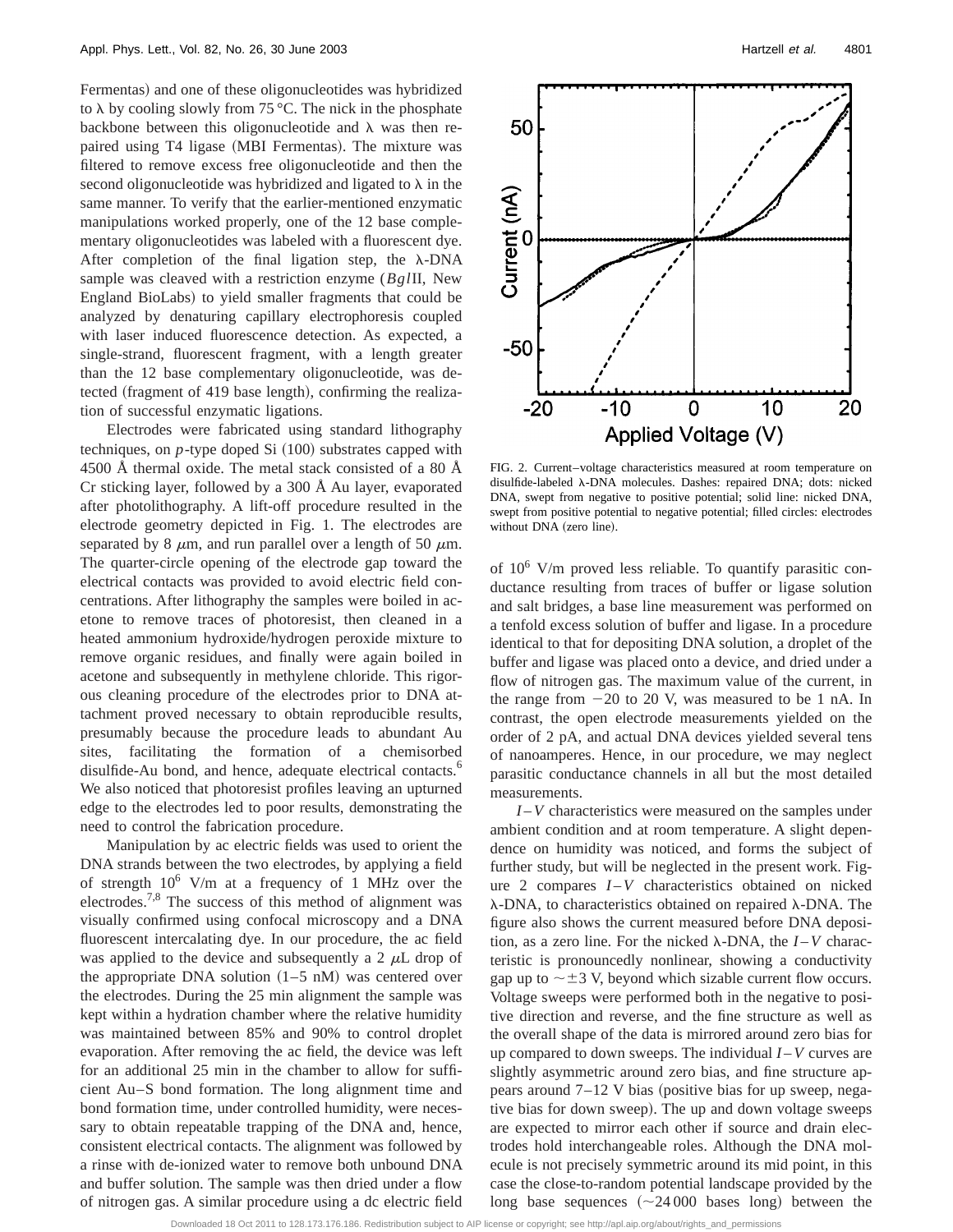Fermentas) and one of these oligonucleotides was hybridized to λ by cooling slowly from 75 °C. The nick in the phosphate backbone between this oligonucleotide and λ was then repaired using T4 ligase (MBI Fermentas). The mixture was filtered to remove excess free oligonucleotide and then the second oligonucleotide was hybridized and ligated to λ in the same manner. To verify that the earlier-mentioned enzymatic manipulations worked properly, one of the 12 base complementary oligonucleotides was labeled with a fluorescent dye. After completion of the final ligation step, the λ-DNA sample was cleaved with a restriction enzyme (*Bgl*II, New England BioLabs) to yield smaller fragments that could be analyzed by denaturing capillary electrophoresis coupled with laser induced fluorescence detection. As expected, a single-strand, fluorescent fragment, with a length greater than the 12 base complementary oligonucleotide, was detected (fragment of 419 base length), confirming the realization of successful enzymatic ligations.

Electrodes were fabricated using standard lithography techniques, on *p*-type doped Si (100) substrates capped with 4500 Å thermal oxide. The metal stack consisted of a 80 Å Cr sticking layer, followed by a 300 Å Au layer, evaporated after photolithography. A lift-off procedure resulted in the electrode geometry depicted in Fig. 1. The electrodes are separated by 8 $\mu$m, and run parallel over a length of 50 $\mu$m. The quarter-circle opening of the electrode gap toward the electrical contacts was provided to avoid electric field concentrations. After lithography the samples were boiled in acetone to remove traces of photoresist, then cleaned in a heated ammonium hydroxide/hydrogen peroxide mixture to remove organic residues, and finally were again boiled in acetone and subsequently in methylene chloride. This rigorous cleaning procedure of the electrodes prior to DNA attachment proved necessary to obtain reproducible results, presumably because the procedure leads to abundant Au sites, facilitating the formation of a chemisorbed disulfide-Au bond, and hence, adequate electrical contacts.[6] We also noticed that photoresist profiles leaving an upturned edge to the electrodes led to poor results, demonstrating the need to control the fabrication procedure.

Manipulation by ac electric fields was used to orient the DNA strands between the two electrodes, by applying a field of strength $10^6$ V/m at a frequency of 1 MHz over the electrodes.[7,8] The success of this method of alignment was visually confirmed using confocal microscopy and a DNA fluorescent intercalating dye. In our procedure, the ac field was applied to the device and subsequently a 2 $\mu$L drop of the appropriate DNA solution (1–5 nM) was centered over the electrodes. During the 25 min alignment the sample was kept within a hydration chamber where the relative humidity was maintained between 85% and 90% to control droplet evaporation. After removing the ac field, the device was left for an additional 25 min in the chamber to allow for sufficient Au–S bond formation. The long alignment time and bond formation time, under controlled humidity, were necessary to obtain repeatable trapping of the DNA and, hence, consistent electrical contacts. The alignment was followed by a rinse with de-ionized water to remove both unbound DNA and buffer solution. The sample was then dried under a flow of nitrogen gas. A similar procedure using a dc electric field of $10^6$ V/m proved less reliable. To quantify parasitic conductance resulting from traces of buffer or ligase solution and salt bridges, a base line measurement was performed on a tenfold excess solution of buffer and ligase. In a procedure identical to that for depositing DNA solution, a droplet of the buffer and ligase was placed onto a device, and dried under a flow of nitrogen gas. The maximum value of the current, in the range from −20 to 20 V, was measured to be 1 nA. In contrast, the open electrode measurements yielded on the order of 2 pA, and actual DNA devices yielded several tens of nanoamperes. Hence, in our procedure, we may neglect parasitic conductance channels in all but the most detailed measurements.

FIG. 2. Current–voltage characteristics measured at room temperature on disulfide-labeled λ-DNA molecules. Dashes: repaired DNA; dots: nicked DNA, swept from negative to positive potential; solid line: nicked DNA, swept from positive potential to negative potential; filled circles: electrodes without DNA (zero line).

*I–V* characteristics were measured on the samples under ambient condition and at room temperature. A slight dependence on humidity was noticed, and forms the subject of further study, but will be neglected in the present work. Figure 2 compares *I–V* characteristics obtained on nicked λ-DNA, to characteristics obtained on repaired λ-DNA. The figure also shows the current measured before DNA deposition, as a zero line. For the nicked λ-DNA, the *I–V* characteristic is pronouncedly nonlinear, showing a conductivity gap up to $\sim\pm3$ V, beyond which sizable current flow occurs. Voltage sweeps were performed both in the negative to positive direction and reverse, and the fine structure as well as the overall shape of the data is mirrored around zero bias for up compared to down sweeps. The individual *I–V* curves are slightly asymmetric around zero bias, and fine structure appears around 7–12 V bias (positive bias for up sweep, negative bias for down sweep). The up and down voltage sweeps are expected to mirror each other if source and drain electrodes hold interchangeable roles. Although the DNA molecule is not precisely symmetric around its mid point, in this case the close-to-random potential landscape provided by the long base sequences ($\sim$24 000 bases long) between the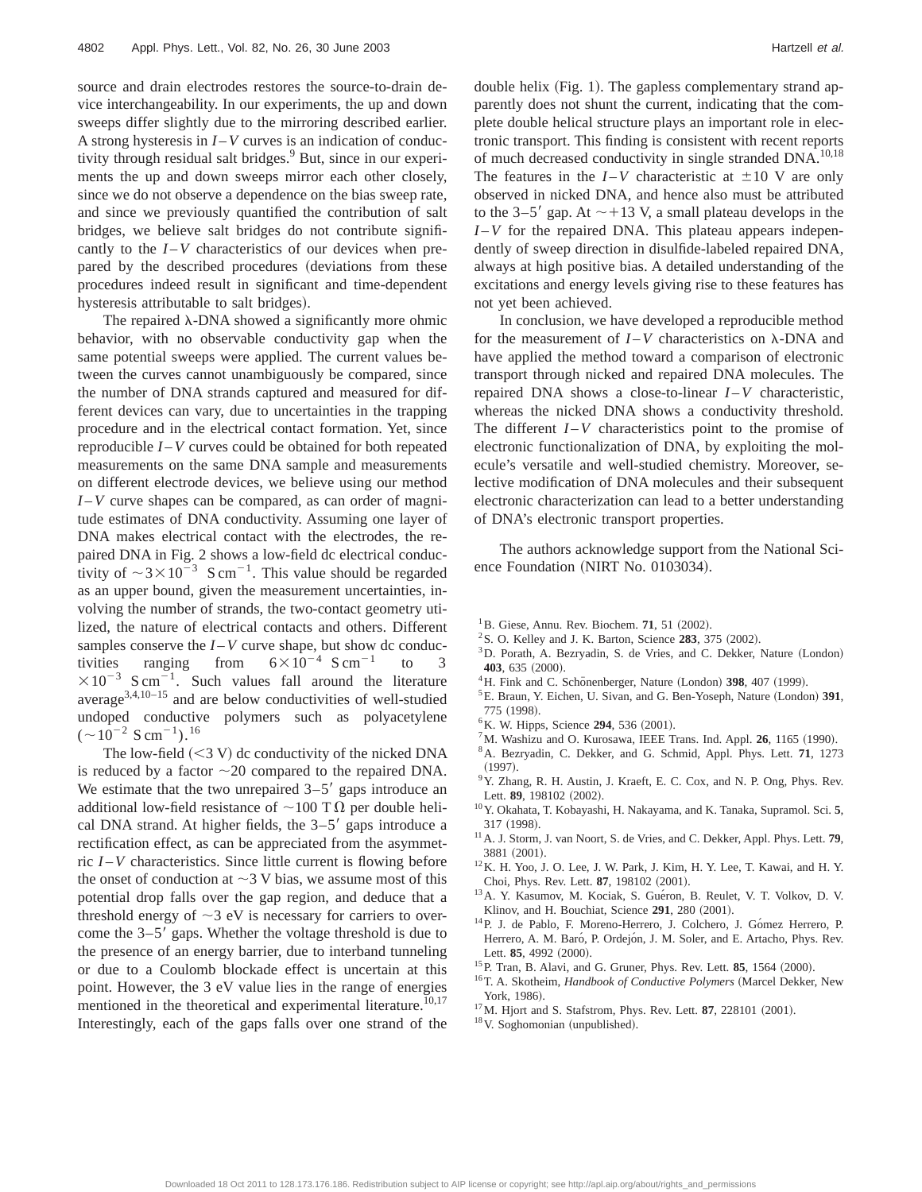source and drain electrodes restores the source-to-drain device interchangeability. In our experiments, the up and down sweeps differ slightly due to the mirroring described earlier. A strong hysteresis in $I$–$V$ curves is an indication of conductivity through residual salt bridges.[9] But, since in our experiments the up and down sweeps mirror each other closely, since we do not observe a dependence on the bias sweep rate, and since we previously quantified the contribution of salt bridges, we believe salt bridges do not contribute significantly to the $I$–$V$ characteristics of our devices when prepared by the described procedures (deviations from these procedures indeed result in significant and time-dependent hysteresis attributable to salt bridges).

The repaired λ-DNA showed a significantly more ohmic behavior, with no observable conductivity gap when the same potential sweeps were applied. The current values between the curves cannot unambiguously be compared, since the number of DNA strands captured and measured for different devices can vary, due to uncertainties in the trapping procedure and in the electrical contact formation. Yet, since reproducible $I$–$V$ curves could be obtained for both repeated measurements on the same DNA sample and measurements on different electrode devices, we believe using our method $I$–$V$ curve shapes can be compared, as can order of magnitude estimates of DNA conductivity. Assuming one layer of DNA makes electrical contact with the electrodes, the repaired DNA in Fig. 2 shows a low-field dc electrical conductivity of $\sim 3\times10^{-3}$ S cm$^{-1}$. This value should be regarded as an upper bound, given the measurement uncertainties, involving the number of strands, the two-contact geometry utilized, the nature of electrical contacts and others. Different samples conserve the $I$–$V$ curve shape, but show dc conductivities ranging from $6\times10^{-4}$ S cm$^{-1}$ to $3\times10^{-3}$ S cm$^{-1}$. Such values fall around the literature average[3,4,10–15] and are below conductivities of well-studied undoped conductive polymers such as polyacetylene ($\sim10^{-2}$ S cm$^{-1}$).[16]

The low-field ($<3$ V) dc conductivity of the nicked DNA is reduced by a factor $\sim20$ compared to the repaired DNA. We estimate that the two unrepaired 3–5′ gaps introduce an additional low-field resistance of $\sim100$ TΩ per double helical DNA strand. At higher fields, the 3–5′ gaps introduce a rectification effect, as can be appreciated from the asymmetric $I$–$V$ characteristics. Since little current is flowing before the onset of conduction at $\sim3$ V bias, we assume most of this potential drop falls over the gap region, and deduce that a threshold energy of $\sim3$ eV is necessary for carriers to overcome the 3–5′ gaps. Whether the voltage threshold is due to the presence of an energy barrier, due to interband tunneling or due to a Coulomb blockade effect is uncertain at this point. However, the 3 eV value lies in the range of energies mentioned in the theoretical and experimental literature.[10,17] Interestingly, each of the gaps falls over one strand of the double helix (Fig. 1). The gapless complementary strand apparently does not shunt the current, indicating that the complete double helical structure plays an important role in electronic transport. This finding is consistent with recent reports of much decreased conductivity in single stranded DNA.[10,18] The features in the $I$–$V$ characteristic at $\pm10$ V are only observed in nicked DNA, and hence also must be attributed to the 3–5′ gap. At $\sim+13$ V, a small plateau develops in the $I$–$V$ for the repaired DNA. This plateau appears independently of sweep direction in disulfide-labeled repaired DNA, always at high positive bias. A detailed understanding of the excitations and energy levels giving rise to these features has not yet been achieved.

In conclusion, we have developed a reproducible method for the measurement of $I$–$V$ characteristics on λ-DNA and have applied the method toward a comparison of electronic transport through nicked and repaired DNA molecules. The repaired DNA shows a close-to-linear $I$–$V$ characteristic, whereas the nicked DNA shows a conductivity threshold. The different $I$–$V$ characteristics point to the promise of electronic functionalization of DNA, by exploiting the molecule's versatile and well-studied chemistry. Moreover, selective modification of DNA molecules and their subsequent electronic characterization can lead to a better understanding of DNA's electronic transport properties.

The authors acknowledge support from the National Science Foundation (NIRT No. 0103034).

[1] B. Giese, Annu. Rev. Biochem. **71**, 51 (2002).
[2] S. O. Kelley and J. K. Barton, Science **283**, 375 (2002).
[3] D. Porath, A. Bezryadin, S. de Vries, and C. Dekker, Nature (London) **403**, 635 (2000).
[4] H. Fink and C. Schönenberger, Nature (London) **398**, 407 (1999).
[5] E. Braun, Y. Eichen, U. Sivan, and G. Ben-Yoseph, Nature (London) **391**, 775 (1998).
[6] K. W. Hipps, Science **294**, 536 (2001).
[7] M. Washizu and O. Kurosawa, IEEE Trans. Ind. Appl. **26**, 1165 (1990).
[8] A. Bezryadin, C. Dekker, and G. Schmid, Appl. Phys. Lett. **71**, 1273 (1997).
[9] Y. Zhang, R. H. Austin, J. Kraeft, E. C. Cox, and N. P. Ong, Phys. Rev. Lett. **89**, 198102 (2002).
[10] Y. Okahata, T. Kobayashi, H. Nakayama, and K. Tanaka, Supramol. Sci. **5**, 317 (1998).
[11] A. J. Storm, J. van Noort, S. de Vries, and C. Dekker, Appl. Phys. Lett. **79**, 3881 (2001).
[12] K. H. Yoo, J. O. Lee, J. W. Park, J. Kim, H. Y. Lee, T. Kawai, and H. Y. Choi, Phys. Rev. Lett. **87**, 198102 (2001).
[13] A. Y. Kasumov, M. Kociak, S. Guéron, B. Reulet, V. T. Volkov, D. V. Klinov, and H. Bouchiat, Science **291**, 280 (2001).
[14] P. J. de Pablo, F. Moreno-Herrero, J. Colchero, J. Gómez Herrero, P. Herrero, A. M. Baró, P. Ordejón, J. M. Soler, and E. Artacho, Phys. Rev. Lett. **85**, 4992 (2000).
[15] P. Tran, B. Alavi, and G. Gruner, Phys. Rev. Lett. **85**, 1564 (2000).
[16] T. A. Skotheim, *Handbook of Conductive Polymers* (Marcel Dekker, New York, 1986).
[17] M. Hjort and S. Stafstrom, Phys. Rev. Lett. **87**, 228101 (2001).
[18] V. Soghomonian (unpublished).